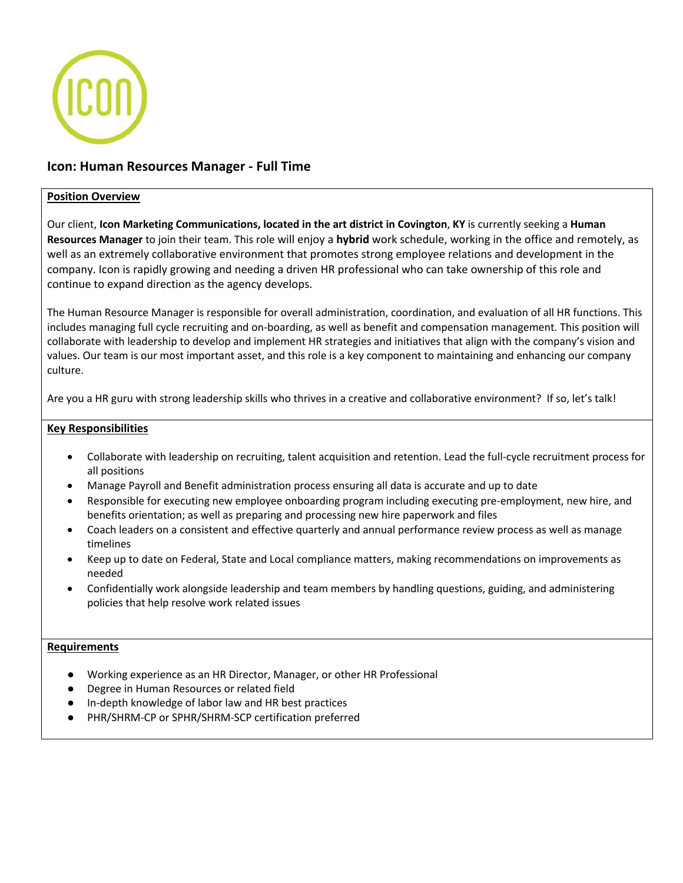ICON

## Icon: Human Resources Manager - Full Time

### Position Overview

Our client, **Icon Marketing Communications, located in the art district in Covington**, **KY** is currently seeking a **Human Resources Manager** to join their team. This role will enjoy a **hybrid** work schedule, working in the office and remotely, as well as an extremely collaborative environment that promotes strong employee relations and development in the company. Icon is rapidly growing and needing a driven HR professional who can take ownership of this role and continue to expand direction as the agency develops.

The Human Resource Manager is responsible for overall administration, coordination, and evaluation of all HR functions. This includes managing full cycle recruiting and on-boarding, as well as benefit and compensation management. This position will collaborate with leadership to develop and implement HR strategies and initiatives that align with the company's vision and values. Our team is our most important asset, and this role is a key component to maintaining and enhancing our company culture.

Are you a HR guru with strong leadership skills who thrives in a creative and collaborative environment? If so, let's talk!

### Key Responsibilities

- Collaborate with leadership on recruiting, talent acquisition and retention. Lead the full-cycle recruitment process for all positions
- Manage Payroll and Benefit administration process ensuring all data is accurate and up to date
- Responsible for executing new employee onboarding program including executing pre-employment, new hire, and benefits orientation; as well as preparing and processing new hire paperwork and files
- Coach leaders on a consistent and effective quarterly and annual performance review process as well as manage timelines
- Keep up to date on Federal, State and Local compliance matters, making recommendations on improvements as needed
- Confidentially work alongside leadership and team members by handling questions, guiding, and administering policies that help resolve work related issues

### Requirements

- Working experience as an HR Director, Manager, or other HR Professional
- Degree in Human Resources or related field
- In-depth knowledge of labor law and HR best practices
- PHR/SHRM-CP or SPHR/SHRM-SCP certification preferred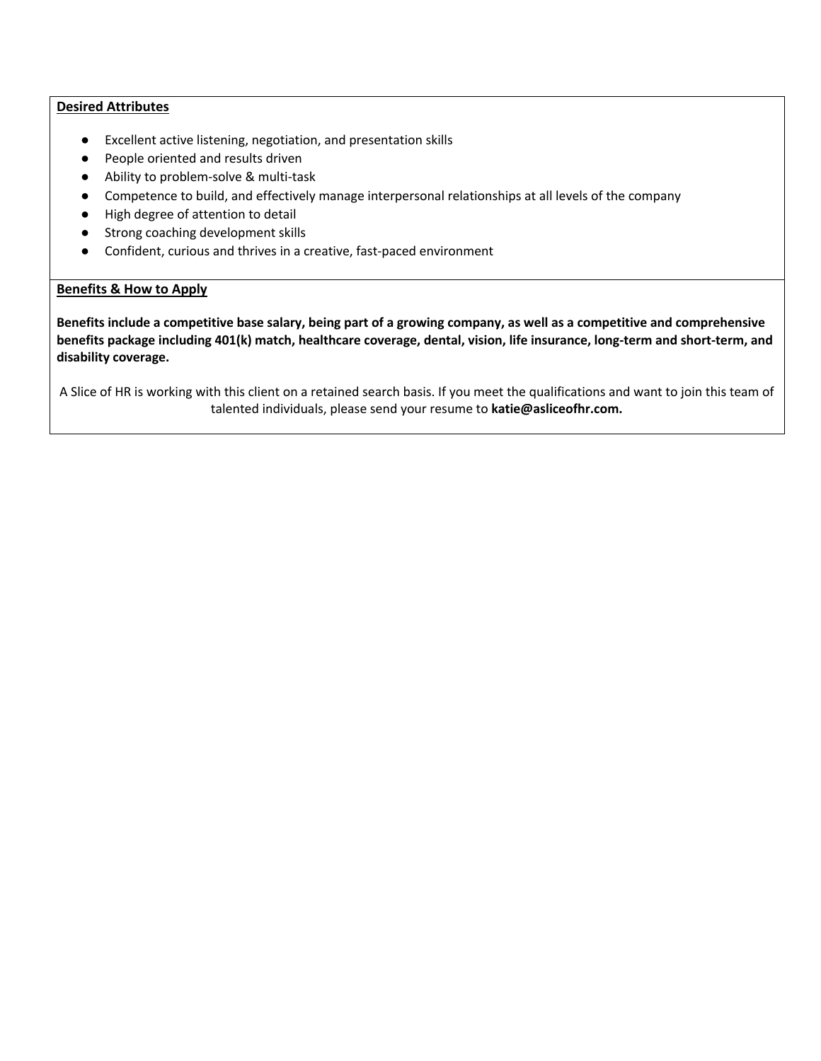**Desired Attributes**

- Excellent active listening, negotiation, and presentation skills
- People oriented and results driven
- Ability to problem-solve & multi-task
- Competence to build, and effectively manage interpersonal relationships at all levels of the company
- High degree of attention to detail
- Strong coaching development skills
- Confident, curious and thrives in a creative, fast-paced environment

**Benefits & How to Apply**

**Benefits include a competitive base salary, being part of a growing company, as well as a competitive and comprehensive benefits package including 401(k) match, healthcare coverage, dental, vision, life insurance, long-term and short-term, and disability coverage.**

A Slice of HR is working with this client on a retained search basis. If you meet the qualifications and want to join this team of talented individuals, please send your resume to **katie@asliceofhr.com.**